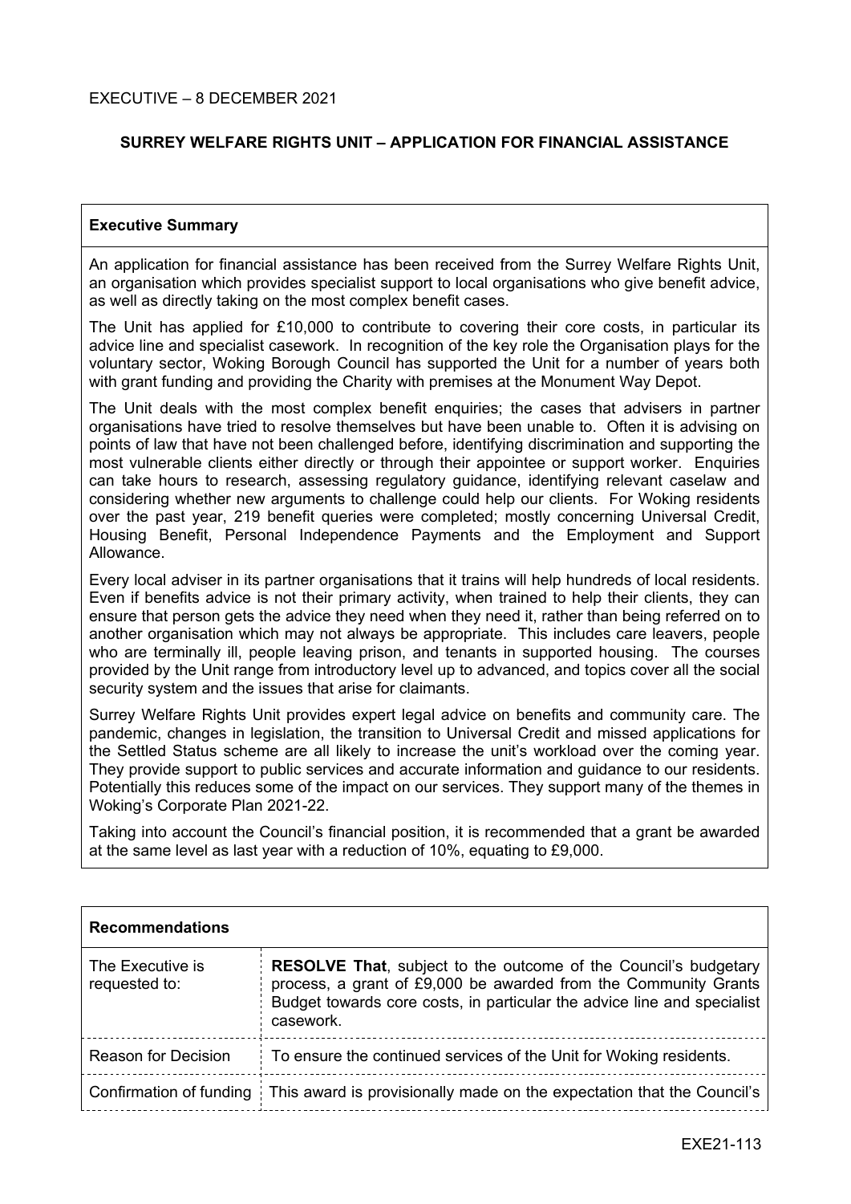EXECUTIVE – 8 DECEMBER 2021

**SURREY WELFARE RIGHTS UNIT – APPLICATION FOR FINANCIAL ASSISTANCE**

**Executive Summary**

An application for financial assistance has been received from the Surrey Welfare Rights Unit, an organisation which provides specialist support to local organisations who give benefit advice, as well as directly taking on the most complex benefit cases.

The Unit has applied for £10,000 to contribute to covering their core costs, in particular its advice line and specialist casework. In recognition of the key role the Organisation plays for the voluntary sector, Woking Borough Council has supported the Unit for a number of years both with grant funding and providing the Charity with premises at the Monument Way Depot.

The Unit deals with the most complex benefit enquiries; the cases that advisers in partner organisations have tried to resolve themselves but have been unable to. Often it is advising on points of law that have not been challenged before, identifying discrimination and supporting the most vulnerable clients either directly or through their appointee or support worker. Enquiries can take hours to research, assessing regulatory guidance, identifying relevant caselaw and considering whether new arguments to challenge could help our clients. For Woking residents over the past year, 219 benefit queries were completed; mostly concerning Universal Credit, Housing Benefit, Personal Independence Payments and the Employment and Support Allowance.

Every local adviser in its partner organisations that it trains will help hundreds of local residents. Even if benefits advice is not their primary activity, when trained to help their clients, they can ensure that person gets the advice they need when they need it, rather than being referred on to another organisation which may not always be appropriate. This includes care leavers, people who are terminally ill, people leaving prison, and tenants in supported housing. The courses provided by the Unit range from introductory level up to advanced, and topics cover all the social security system and the issues that arise for claimants.

Surrey Welfare Rights Unit provides expert legal advice on benefits and community care. The pandemic, changes in legislation, the transition to Universal Credit and missed applications for the Settled Status scheme are all likely to increase the unit's workload over the coming year. They provide support to public services and accurate information and guidance to our residents. Potentially this reduces some of the impact on our services. They support many of the themes in Woking's Corporate Plan 2021-22.

Taking into account the Council's financial position, it is recommended that a grant be awarded at the same level as last year with a reduction of 10%, equating to £9,000.

| **Recommendations** | |
|---|---|
| The Executive is requested to: | **RESOLVE That**, subject to the outcome of the Council's budgetary process, a grant of £9,000 be awarded from the Community Grants Budget towards core costs, in particular the advice line and specialist casework. |
| Reason for Decision | To ensure the continued services of the Unit for Woking residents. |
| Confirmation of funding | This award is provisionally made on the expectation that the Council's |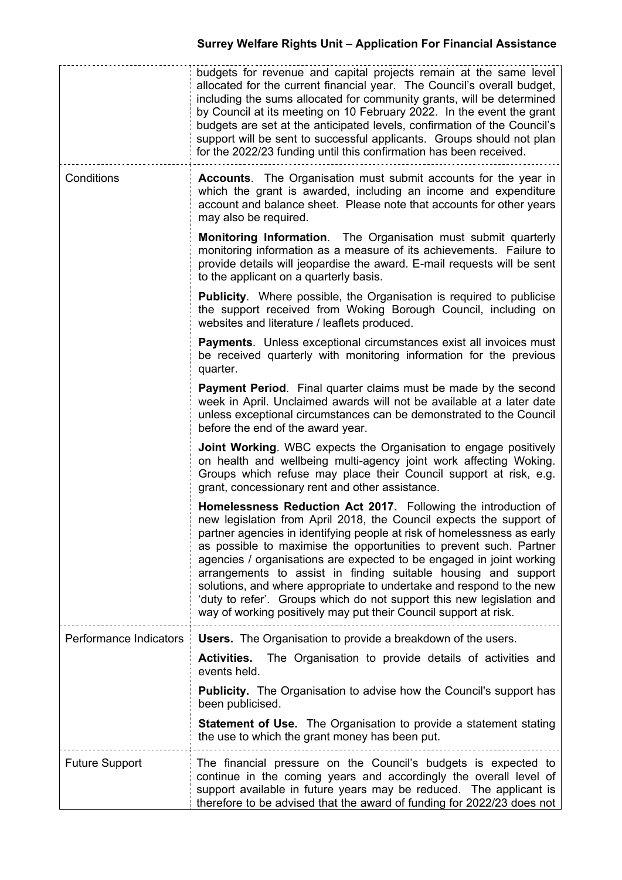| | |
|---|---|
| | budgets for revenue and capital projects remain at the same level allocated for the current financial year. The Council's overall budget, including the sums allocated for community grants, will be determined by Council at its meeting on 10 February 2022. In the event the grant budgets are set at the anticipated levels, confirmation of the Council's support will be sent to successful applicants. Groups should not plan for the 2022/23 funding until this confirmation has been received. |
| Conditions | **Accounts**. The Organisation must submit accounts for the year in which the grant is awarded, including an income and expenditure account and balance sheet. Please note that accounts for other years may also be required.<br><br>**Monitoring Information**. The Organisation must submit quarterly monitoring information as a measure of its achievements. Failure to provide details will jeopardise the award. E-mail requests will be sent to the applicant on a quarterly basis.<br><br>**Publicity**. Where possible, the Organisation is required to publicise the support received from Woking Borough Council, including on websites and literature / leaflets produced.<br><br>**Payments**. Unless exceptional circumstances exist all invoices must be received quarterly with monitoring information for the previous quarter.<br><br>**Payment Period**. Final quarter claims must be made by the second week in April. Unclaimed awards will not be available at a later date unless exceptional circumstances can be demonstrated to the Council before the end of the award year.<br><br>**Joint Working**. WBC expects the Organisation to engage positively on health and wellbeing multi-agency joint work affecting Woking. Groups which refuse may place their Council support at risk, e.g. grant, concessionary rent and other assistance.<br><br>**Homelessness Reduction Act 2017.** Following the introduction of new legislation from April 2018, the Council expects the support of partner agencies in identifying people at risk of homelessness as early as possible to maximise the opportunities to prevent such. Partner agencies / organisations are expected to be engaged in joint working arrangements to assist in finding suitable housing and support solutions, and where appropriate to undertake and respond to the new 'duty to refer'. Groups which do not support this new legislation and way of working positively may put their Council support at risk. |
| Performance Indicators | **Users.** The Organisation to provide a breakdown of the users.<br><br>**Activities.** The Organisation to provide details of activities and events held.<br><br>**Publicity.** The Organisation to advise how the Council's support has been publicised.<br><br>**Statement of Use.** The Organisation to provide a statement stating the use to which the grant money has been put. |
| Future Support | The financial pressure on the Council's budgets is expected to continue in the coming years and accordingly the overall level of support available in future years may be reduced. The applicant is therefore to be advised that the award of funding for 2022/23 does not |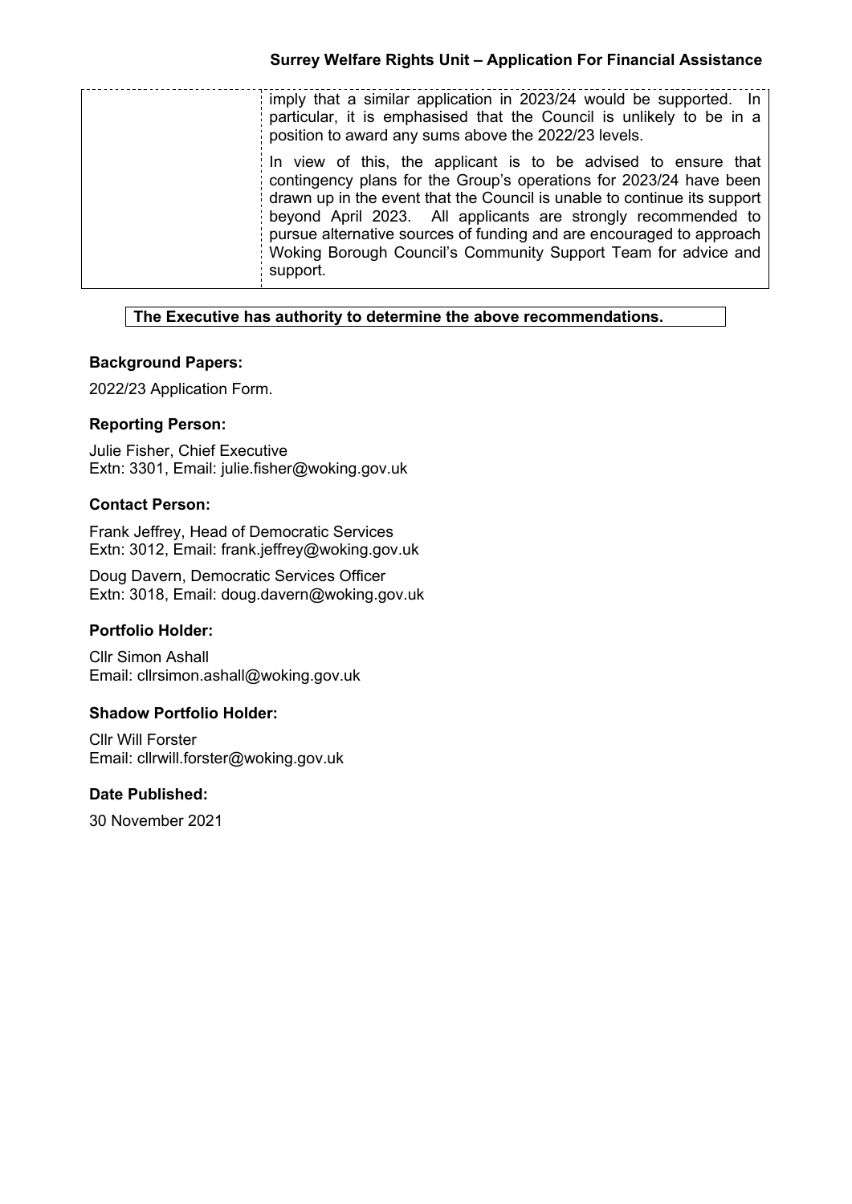| | imply that a similar application in 2023/24 would be supported. In particular, it is emphasised that the Council is unlikely to be in a position to award any sums above the 2022/23 levels.<br><br>In view of this, the applicant is to be advised to ensure that contingency plans for the Group's operations for 2023/24 have been drawn up in the event that the Council is unable to continue its support beyond April 2023. All applicants are strongly recommended to pursue alternative sources of funding and are encouraged to approach Woking Borough Council's Community Support Team for advice and support. |
|---|---|

**The Executive has authority to determine the above recommendations.**

**Background Papers:**

2022/23 Application Form.

**Reporting Person:**

Julie Fisher, Chief Executive
Extn: 3301, Email: julie.fisher@woking.gov.uk

**Contact Person:**

Frank Jeffrey, Head of Democratic Services
Extn: 3012, Email: frank.jeffrey@woking.gov.uk

Doug Davern, Democratic Services Officer
Extn: 3018, Email: doug.davern@woking.gov.uk

**Portfolio Holder:**

Cllr Simon Ashall
Email: cllrsimon.ashall@woking.gov.uk

**Shadow Portfolio Holder:**

Cllr Will Forster
Email: cllrwill.forster@woking.gov.uk

**Date Published:**

30 November 2021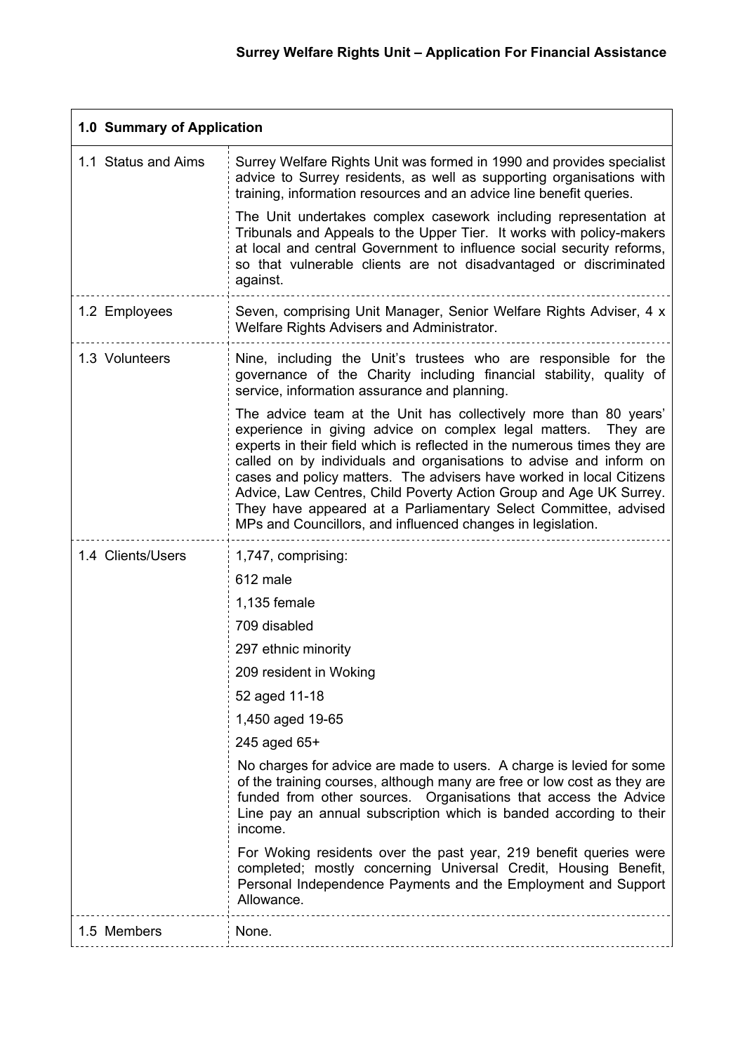**Surrey Welfare Rights Unit – Application For Financial Assistance**

| **1.0 Summary of Application** | |
|---|---|
| 1.1 Status and Aims | Surrey Welfare Rights Unit was formed in 1990 and provides specialist advice to Surrey residents, as well as supporting organisations with training, information resources and an advice line benefit queries.<br><br>The Unit undertakes complex casework including representation at Tribunals and Appeals to the Upper Tier. It works with policy-makers at local and central Government to influence social security reforms, so that vulnerable clients are not disadvantaged or discriminated against. |
| 1.2 Employees | Seven, comprising Unit Manager, Senior Welfare Rights Adviser, 4 x Welfare Rights Advisers and Administrator. |
| 1.3 Volunteers | Nine, including the Unit's trustees who are responsible for the governance of the Charity including financial stability, quality of service, information assurance and planning.<br><br>The advice team at the Unit has collectively more than 80 years' experience in giving advice on complex legal matters. They are experts in their field which is reflected in the numerous times they are called on by individuals and organisations to advise and inform on cases and policy matters. The advisers have worked in local Citizens Advice, Law Centres, Child Poverty Action Group and Age UK Surrey. They have appeared at a Parliamentary Select Committee, advised MPs and Councillors, and influenced changes in legislation. |
| 1.4 Clients/Users | 1,747, comprising:<br><br>612 male<br><br>1,135 female<br><br>709 disabled<br><br>297 ethnic minority<br><br>209 resident in Woking<br><br>52 aged 11-18<br><br>1,450 aged 19-65<br><br>245 aged 65+<br><br>No charges for advice are made to users. A charge is levied for some of the training courses, although many are free or low cost as they are funded from other sources. Organisations that access the Advice Line pay an annual subscription which is banded according to their income.<br><br>For Woking residents over the past year, 219 benefit queries were completed; mostly concerning Universal Credit, Housing Benefit, Personal Independence Payments and the Employment and Support Allowance. |
| 1.5 Members | None. |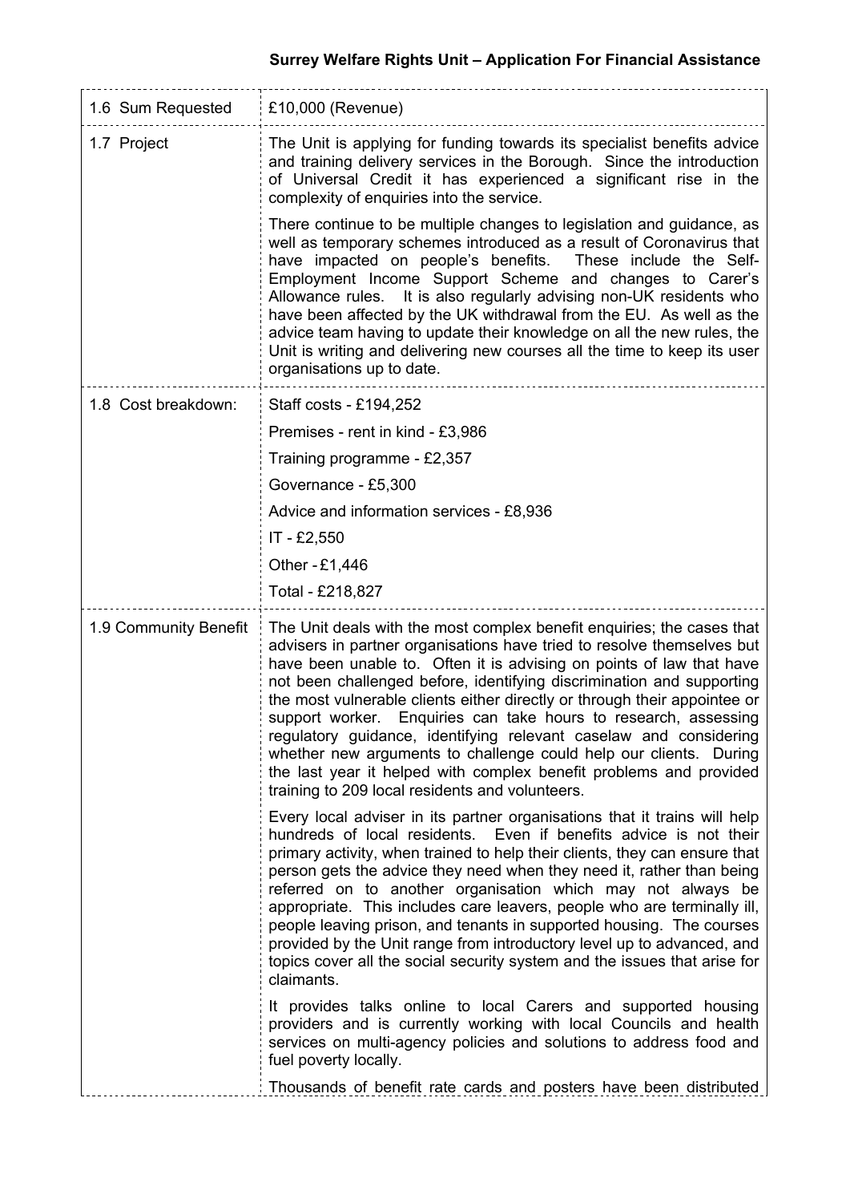| | |
|---|---|
| 1.6 Sum Requested | £10,000 (Revenue) |
| 1.7 Project | The Unit is applying for funding towards its specialist benefits advice and training delivery services in the Borough. Since the introduction of Universal Credit it has experienced a significant rise in the complexity of enquiries into the service.<br><br>There continue to be multiple changes to legislation and guidance, as well as temporary schemes introduced as a result of Coronavirus that have impacted on people's benefits. These include the Self-Employment Income Support Scheme and changes to Carer's Allowance rules. It is also regularly advising non-UK residents who have been affected by the UK withdrawal from the EU. As well as the advice team having to update their knowledge on all the new rules, the Unit is writing and delivering new courses all the time to keep its user organisations up to date. |
| 1.8 Cost breakdown: | Staff costs - £194,252<br><br>Premises - rent in kind - £3,986<br><br>Training programme - £2,357<br><br>Governance - £5,300<br><br>Advice and information services - £8,936<br><br>IT - £2,550<br><br>Other - £1,446<br><br>Total - £218,827 |
| 1.9 Community Benefit | The Unit deals with the most complex benefit enquiries; the cases that advisers in partner organisations have tried to resolve themselves but have been unable to. Often it is advising on points of law that have not been challenged before, identifying discrimination and supporting the most vulnerable clients either directly or through their appointee or support worker. Enquiries can take hours to research, assessing regulatory guidance, identifying relevant caselaw and considering whether new arguments to challenge could help our clients. During the last year it helped with complex benefit problems and provided training to 209 local residents and volunteers.<br><br>Every local adviser in its partner organisations that it trains will help hundreds of local residents. Even if benefits advice is not their primary activity, when trained to help their clients, they can ensure that person gets the advice they need when they need it, rather than being referred on to another organisation which may not always be appropriate. This includes care leavers, people who are terminally ill, people leaving prison, and tenants in supported housing. The courses provided by the Unit range from introductory level up to advanced, and topics cover all the social security system and the issues that arise for claimants.<br><br>It provides talks online to local Carers and supported housing providers and is currently working with local Councils and health services on multi-agency policies and solutions to address food and fuel poverty locally.<br><br>Thousands of benefit rate cards and posters have been distributed |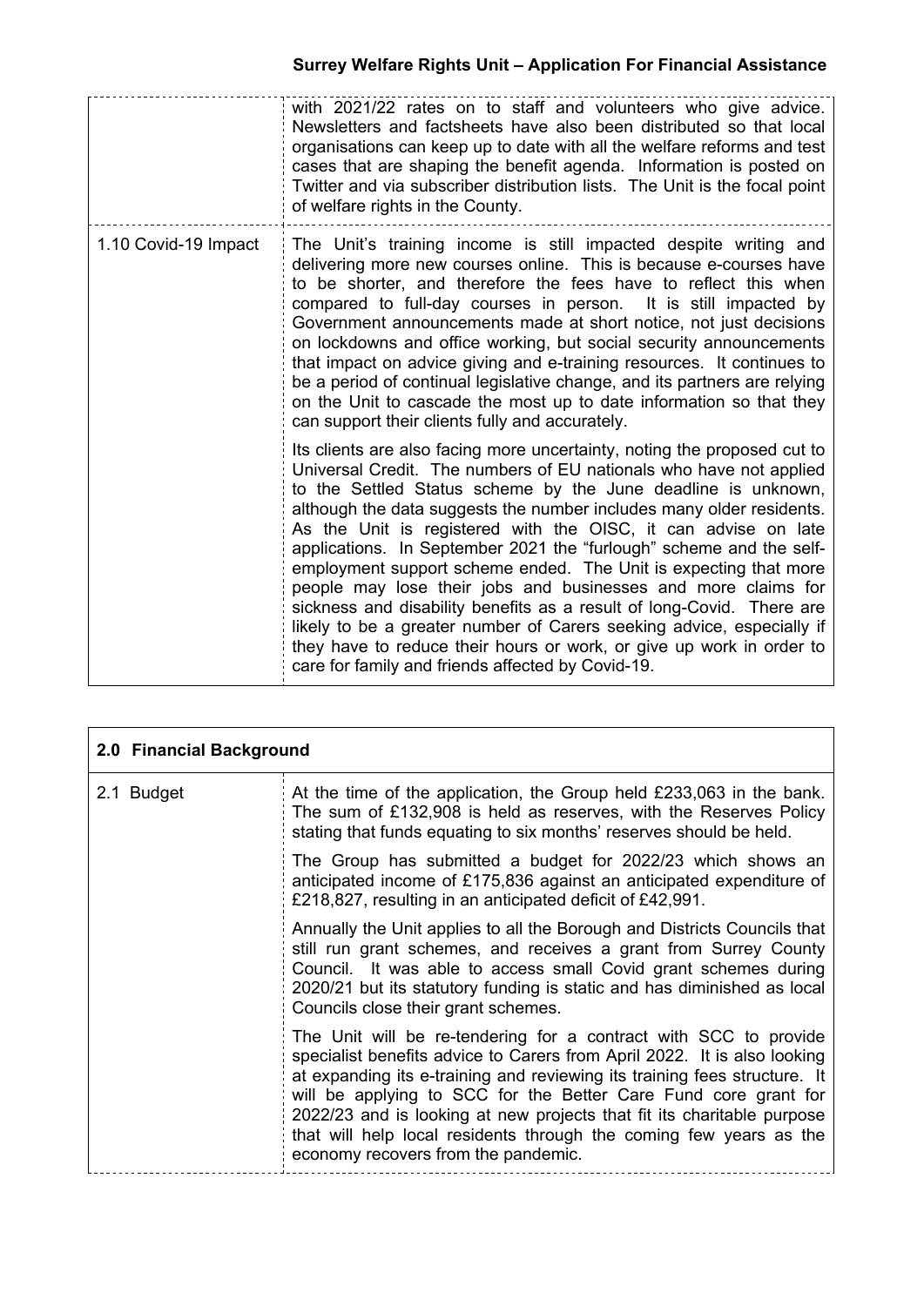| | |
|---|---|
| | with 2021/22 rates on to staff and volunteers who give advice. Newsletters and factsheets have also been distributed so that local organisations can keep up to date with all the welfare reforms and test cases that are shaping the benefit agenda. Information is posted on Twitter and via subscriber distribution lists. The Unit is the focal point of welfare rights in the County. |
| 1.10 Covid-19 Impact | The Unit's training income is still impacted despite writing and delivering more new courses online. This is because e-courses have to be shorter, and therefore the fees have to reflect this when compared to full-day courses in person. It is still impacted by Government announcements made at short notice, not just decisions on lockdowns and office working, but social security announcements that impact on advice giving and e-training resources. It continues to be a period of continual legislative change, and its partners are relying on the Unit to cascade the most up to date information so that they can support their clients fully and accurately.<br><br>Its clients are also facing more uncertainty, noting the proposed cut to Universal Credit. The numbers of EU nationals who have not applied to the Settled Status scheme by the June deadline is unknown, although the data suggests the number includes many older residents. As the Unit is registered with the OISC, it can advise on late applications. In September 2021 the "furlough" scheme and the self-employment support scheme ended. The Unit is expecting that more people may lose their jobs and businesses and more claims for sickness and disability benefits as a result of long-Covid. There are likely to be a greater number of Carers seeking advice, especially if they have to reduce their hours or work, or give up work in order to care for family and friends affected by Covid-19. |

| **2.0 Financial Background** | |
|---|---|
| 2.1 Budget | At the time of the application, the Group held £233,063 in the bank. The sum of £132,908 is held as reserves, with the Reserves Policy stating that funds equating to six months' reserves should be held.<br><br>The Group has submitted a budget for 2022/23 which shows an anticipated income of £175,836 against an anticipated expenditure of £218,827, resulting in an anticipated deficit of £42,991.<br><br>Annually the Unit applies to all the Borough and Districts Councils that still run grant schemes, and receives a grant from Surrey County Council. It was able to access small Covid grant schemes during 2020/21 but its statutory funding is static and has diminished as local Councils close their grant schemes.<br><br>The Unit will be re-tendering for a contract with SCC to provide specialist benefits advice to Carers from April 2022. It is also looking at expanding its e-training and reviewing its training fees structure. It will be applying to SCC for the Better Care Fund core grant for 2022/23 and is looking at new projects that fit its charitable purpose that will help local residents through the coming few years as the economy recovers from the pandemic. |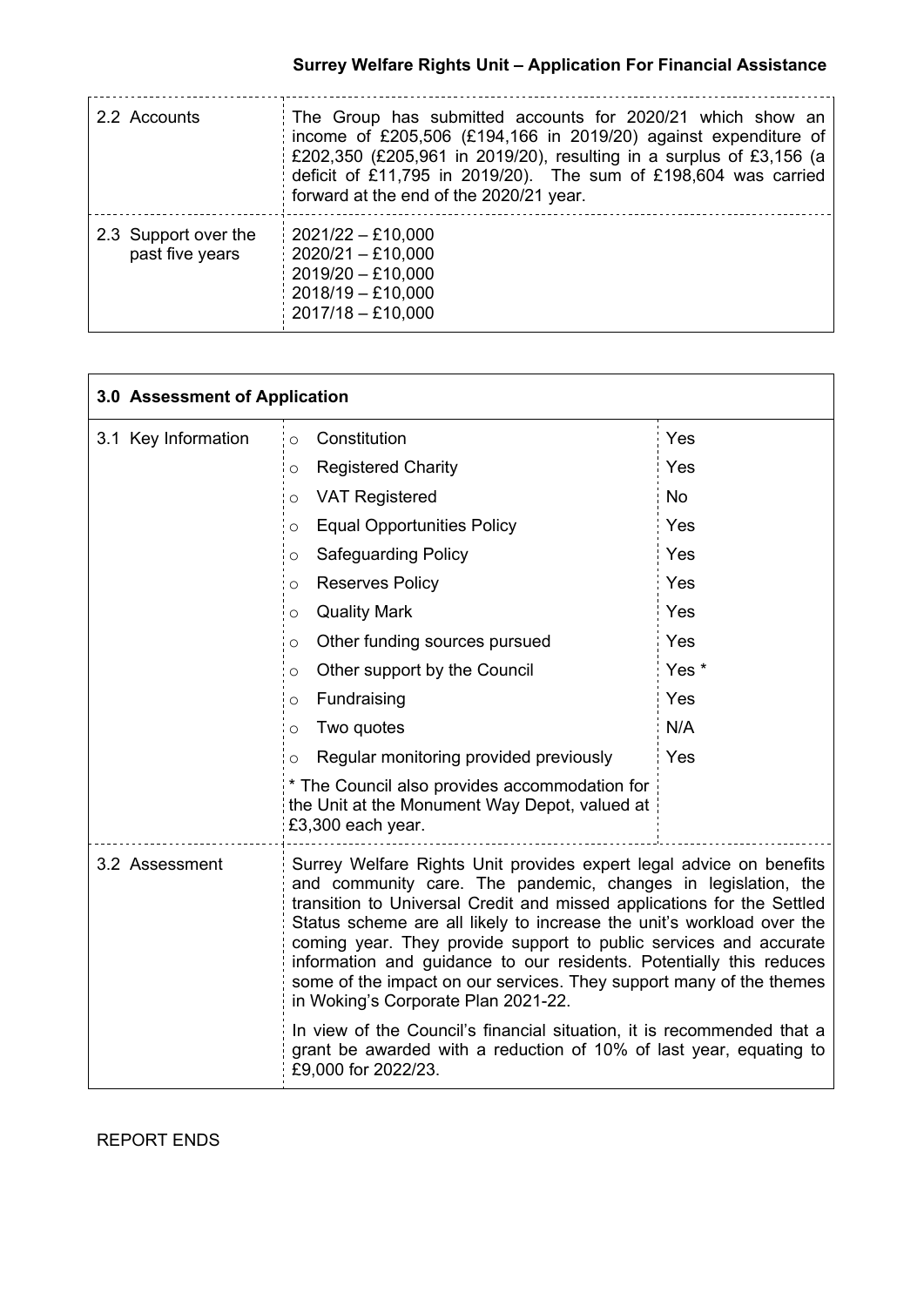| | |
|---|---|
| 2.2 Accounts | The Group has submitted accounts for 2020/21 which show an income of £205,506 (£194,166 in 2019/20) against expenditure of £202,350 (£205,961 in 2019/20), resulting in a surplus of £3,156 (a deficit of £11,795 in 2019/20). The sum of £198,604 was carried forward at the end of the 2020/21 year. |
| 2.3 Support over the past five years | 2021/22 – £10,000<br>2020/21 – £10,000<br>2019/20 – £10,000<br>2018/19 – £10,000<br>2017/18 – £10,000 |

| 3.0 Assessment of Application | | |
|---|---|---|
| 3.1 Key Information | Constitution | Yes |
| | Registered Charity | Yes |
| | VAT Registered | No |
| | Equal Opportunities Policy | Yes |
| | Safeguarding Policy | Yes |
| | Reserves Policy | Yes |
| | Quality Mark | Yes |
| | Other funding sources pursued | Yes |
| | Other support by the Council | Yes * |
| | Fundraising | Yes |
| | Two quotes | N/A |
| | Regular monitoring provided previously | Yes |
| | * The Council also provides accommodation for the Unit at the Monument Way Depot, valued at £3,300 each year. | |
| 3.2 Assessment | Surrey Welfare Rights Unit provides expert legal advice on benefits and community care. The pandemic, changes in legislation, the transition to Universal Credit and missed applications for the Settled Status scheme are all likely to increase the unit's workload over the coming year. They provide support to public services and accurate information and guidance to our residents. Potentially this reduces some of the impact on our services. They support many of the themes in Woking's Corporate Plan 2021-22.<br><br>In view of the Council's financial situation, it is recommended that a grant be awarded with a reduction of 10% of last year, equating to £9,000 for 2022/23. | |

REPORT ENDS